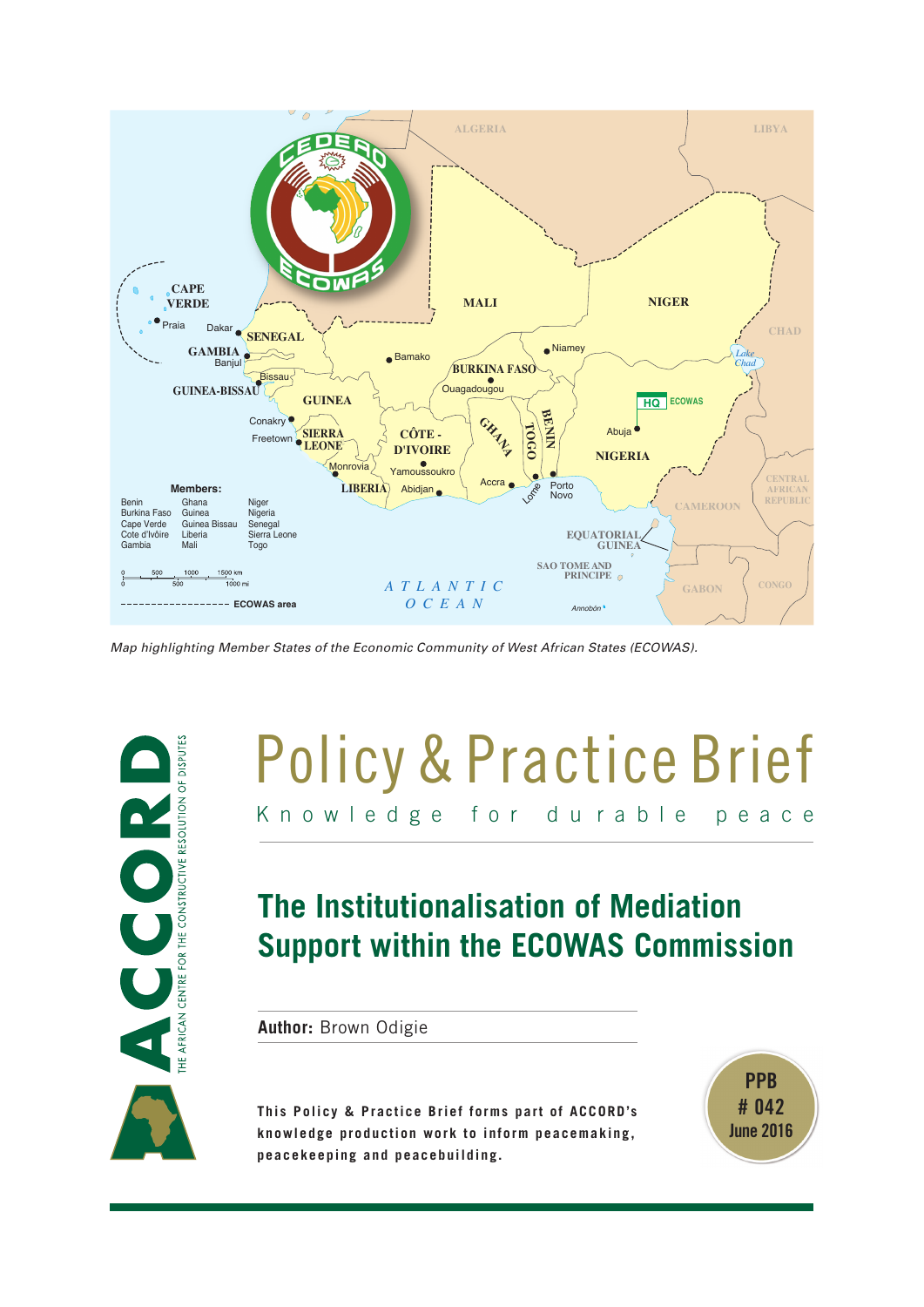Map highlighting Member States of the Economic Community of West African States (ECOWAS).

# Policy & Practice Brief

Knowledge for durable peace

## The Institutionalisation of Mediation Support within the ECOWAS Commission

**Author:** Brown Odigie

**This Policy & Practice Brief forms part of ACCORD's knowledge production work to inform peacemaking, peacekeeping and peacebuilding.**

PPB # 042
June 2016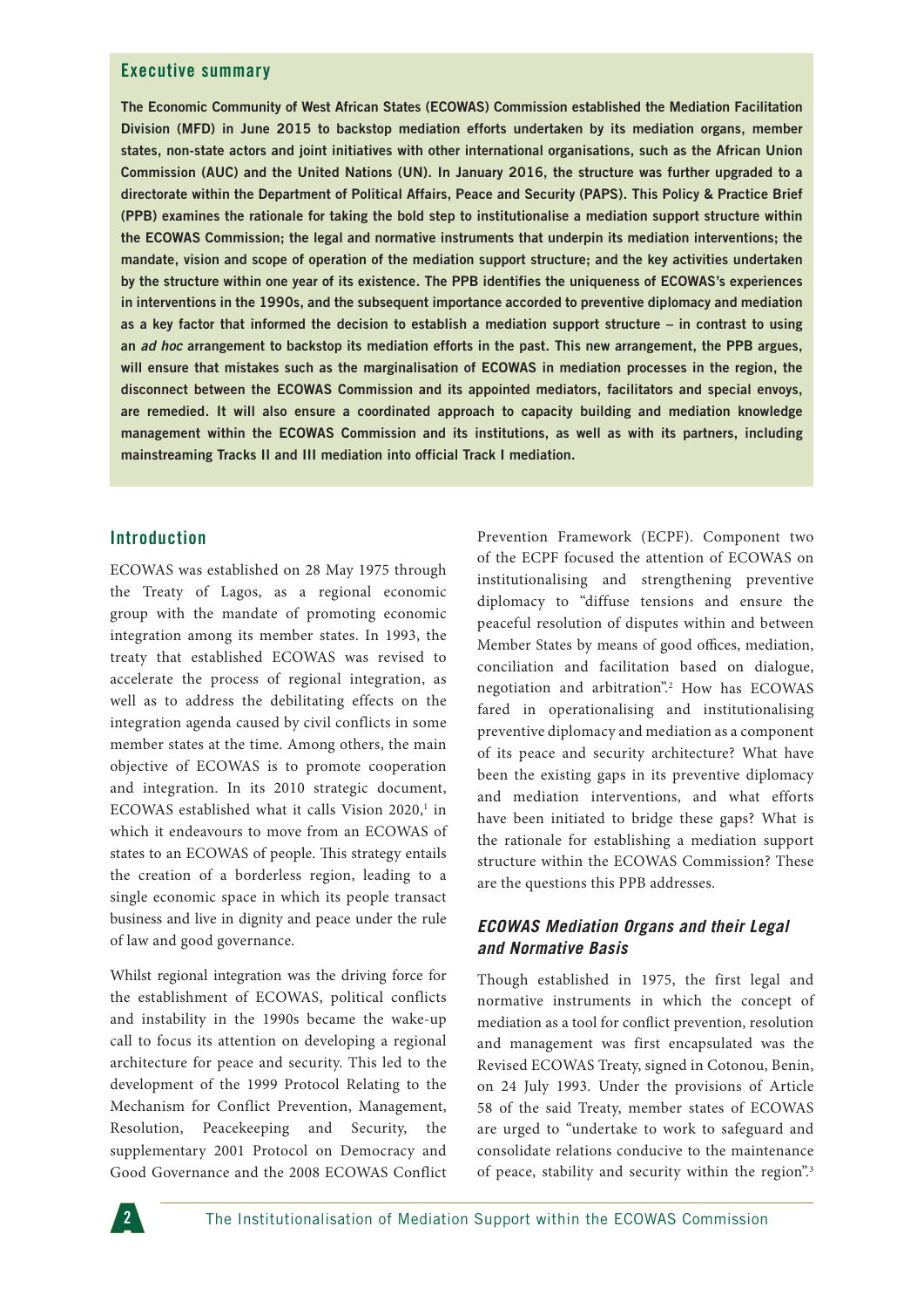## Executive summary

**The Economic Community of West African States (ECOWAS) Commission established the Mediation Facilitation Division (MFD) in June 2015 to backstop mediation efforts undertaken by its mediation organs, member states, non-state actors and joint initiatives with other international organisations, such as the African Union Commission (AUC) and the United Nations (UN). In January 2016, the structure was further upgraded to a directorate within the Department of Political Affairs, Peace and Security (PAPS). This Policy & Practice Brief (PPB) examines the rationale for taking the bold step to institutionalise a mediation support structure within the ECOWAS Commission; the legal and normative instruments that underpin its mediation interventions; the mandate, vision and scope of operation of the mediation support structure; and the key activities undertaken by the structure within one year of its existence. The PPB identifies the uniqueness of ECOWAS's experiences in interventions in the 1990s, and the subsequent importance accorded to preventive diplomacy and mediation as a key factor that informed the decision to establish a mediation support structure – in contrast to using an *ad hoc* arrangement to backstop its mediation efforts in the past. This new arrangement, the PPB argues, will ensure that mistakes such as the marginalisation of ECOWAS in mediation processes in the region, the disconnect between the ECOWAS Commission and its appointed mediators, facilitators and special envoys, are remedied. It will also ensure a coordinated approach to capacity building and mediation knowledge management within the ECOWAS Commission and its institutions, as well as with its partners, including mainstreaming Tracks II and III mediation into official Track I mediation.**

## Introduction

ECOWAS was established on 28 May 1975 through the Treaty of Lagos, as a regional economic group with the mandate of promoting economic integration among its member states. In 1993, the treaty that established ECOWAS was revised to accelerate the process of regional integration, as well as to address the debilitating effects on the integration agenda caused by civil conflicts in some member states at the time. Among others, the main objective of ECOWAS is to promote cooperation and integration. In its 2010 strategic document, ECOWAS established what it calls Vision 2020,[1] in which it endeavours to move from an ECOWAS of states to an ECOWAS of people. This strategy entails the creation of a borderless region, leading to a single economic space in which its people transact business and live in dignity and peace under the rule of law and good governance.

Whilst regional integration was the driving force for the establishment of ECOWAS, political conflicts and instability in the 1990s became the wake-up call to focus its attention on developing a regional architecture for peace and security. This led to the development of the 1999 Protocol Relating to the Mechanism for Conflict Prevention, Management, Resolution, Peacekeeping and Security, the supplementary 2001 Protocol on Democracy and Good Governance and the 2008 ECOWAS Conflict Prevention Framework (ECPF). Component two of the ECPF focused the attention of ECOWAS on institutionalising and strengthening preventive diplomacy to "diffuse tensions and ensure the peaceful resolution of disputes within and between Member States by means of good offices, mediation, conciliation and facilitation based on dialogue, negotiation and arbitration".[2] How has ECOWAS fared in operationalising and institutionalising preventive diplomacy and mediation as a component of its peace and security architecture? What have been the existing gaps in its preventive diplomacy and mediation interventions, and what efforts have been initiated to bridge these gaps? What is the rationale for establishing a mediation support structure within the ECOWAS Commission? These are the questions this PPB addresses.

### *ECOWAS Mediation Organs and their Legal and Normative Basis*

Though established in 1975, the first legal and normative instruments in which the concept of mediation as a tool for conflict prevention, resolution and management was first encapsulated was the Revised ECOWAS Treaty, signed in Cotonou, Benin, on 24 July 1993. Under the provisions of Article 58 of the said Treaty, member states of ECOWAS are urged to "undertake to work to safeguard and consolidate relations conducive to the maintenance of peace, stability and security within the region".[3]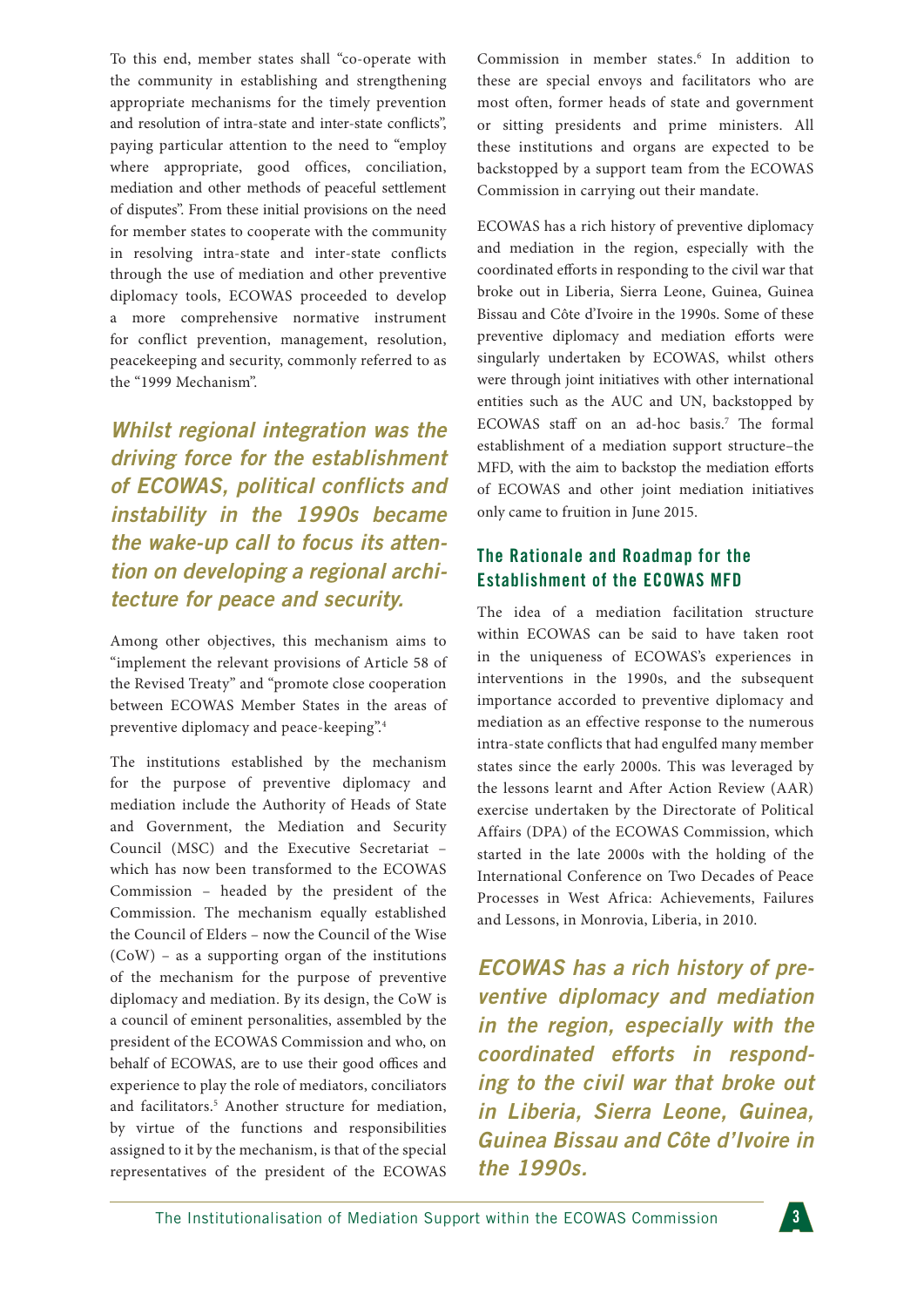To this end, member states shall "co-operate with the community in establishing and strengthening appropriate mechanisms for the timely prevention and resolution of intra-state and inter-state conflicts", paying particular attention to the need to "employ where appropriate, good offices, conciliation, mediation and other methods of peaceful settlement of disputes". From these initial provisions on the need for member states to cooperate with the community in resolving intra-state and inter-state conflicts through the use of mediation and other preventive diplomacy tools, ECOWAS proceeded to develop a more comprehensive normative instrument for conflict prevention, management, resolution, peacekeeping and security, commonly referred to as the "1999 Mechanism".

> ***Whilst regional integration was the driving force for the establishment of ECOWAS, political conflicts and instability in the 1990s became the wake-up call to focus its attention on developing a regional architecture for peace and security.***

Among other objectives, this mechanism aims to "implement the relevant provisions of Article 58 of the Revised Treaty" and "promote close cooperation between ECOWAS Member States in the areas of preventive diplomacy and peace-keeping".[4]

The institutions established by the mechanism for the purpose of preventive diplomacy and mediation include the Authority of Heads of State and Government, the Mediation and Security Council (MSC) and the Executive Secretariat – which has now been transformed to the ECOWAS Commission – headed by the president of the Commission. The mechanism equally established the Council of Elders – now the Council of the Wise (CoW) – as a supporting organ of the institutions of the mechanism for the purpose of preventive diplomacy and mediation. By its design, the CoW is a council of eminent personalities, assembled by the president of the ECOWAS Commission and who, on behalf of ECOWAS, are to use their good offices and experience to play the role of mediators, conciliators and facilitators.[5] Another structure for mediation, by virtue of the functions and responsibilities assigned to it by the mechanism, is that of the special representatives of the president of the ECOWAS Commission in member states.[6] In addition to these are special envoys and facilitators who are most often, former heads of state and government or sitting presidents and prime ministers. All these institutions and organs are expected to be backstopped by a support team from the ECOWAS Commission in carrying out their mandate.

ECOWAS has a rich history of preventive diplomacy and mediation in the region, especially with the coordinated efforts in responding to the civil war that broke out in Liberia, Sierra Leone, Guinea, Guinea Bissau and Côte d'Ivoire in the 1990s. Some of these preventive diplomacy and mediation efforts were singularly undertaken by ECOWAS, whilst others were through joint initiatives with other international entities such as the AUC and UN, backstopped by ECOWAS staff on an ad-hoc basis.[7] The formal establishment of a mediation support structure–the MFD, with the aim to backstop the mediation efforts of ECOWAS and other joint mediation initiatives only came to fruition in June 2015.

## The Rationale and Roadmap for the Establishment of the ECOWAS MFD

The idea of a mediation facilitation structure within ECOWAS can be said to have taken root in the uniqueness of ECOWAS's experiences in interventions in the 1990s, and the subsequent importance accorded to preventive diplomacy and mediation as an effective response to the numerous intra-state conflicts that had engulfed many member states since the early 2000s. This was leveraged by the lessons learnt and After Action Review (AAR) exercise undertaken by the Directorate of Political Affairs (DPA) of the ECOWAS Commission, which started in the late 2000s with the holding of the International Conference on Two Decades of Peace Processes in West Africa: Achievements, Failures and Lessons, in Monrovia, Liberia, in 2010.

> ***ECOWAS has a rich history of preventive diplomacy and mediation in the region, especially with the coordinated efforts in responding to the civil war that broke out in Liberia, Sierra Leone, Guinea, Guinea Bissau and Côte d'Ivoire in the 1990s.***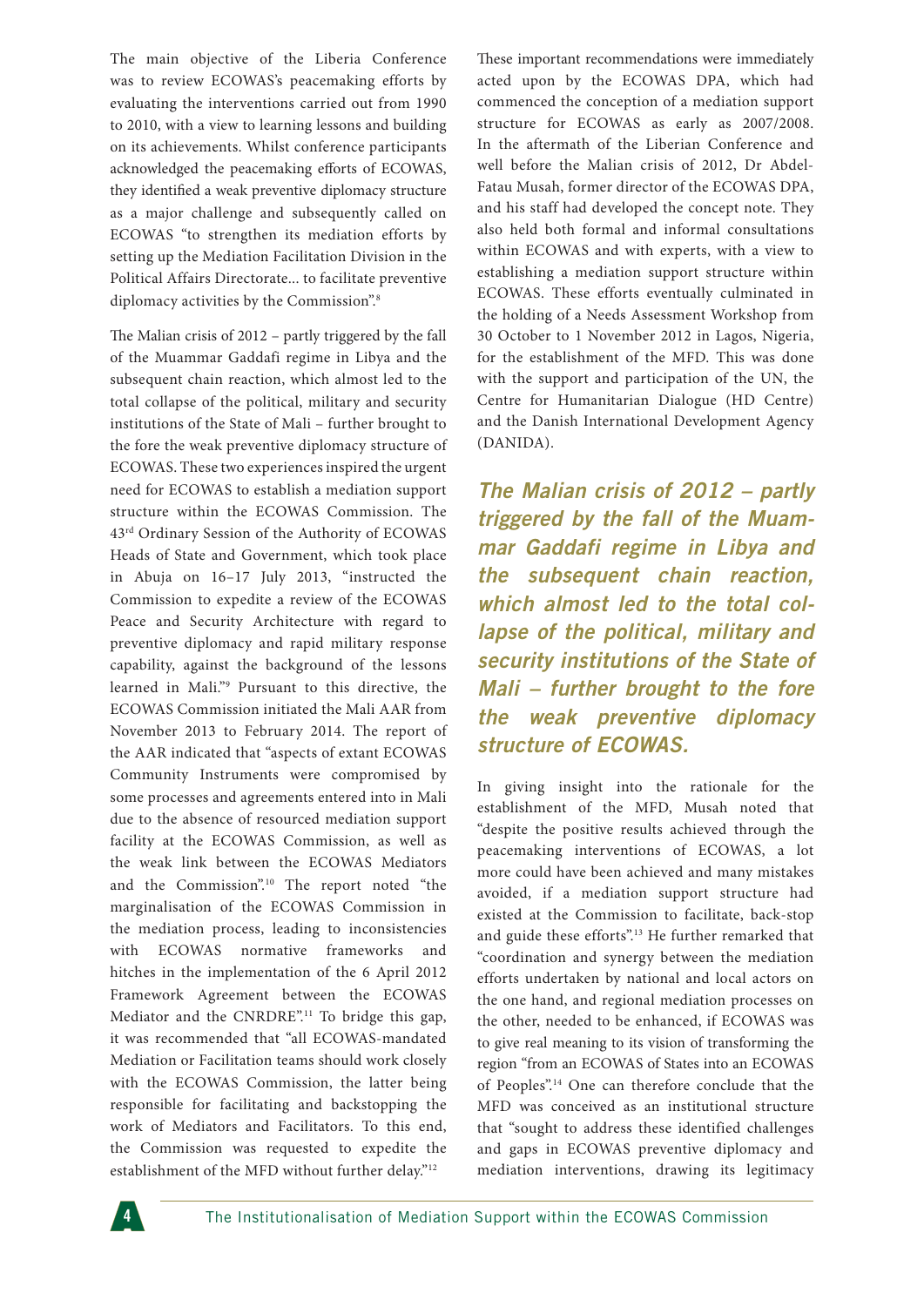The main objective of the Liberia Conference was to review ECOWAS's peacemaking efforts by evaluating the interventions carried out from 1990 to 2010, with a view to learning lessons and building on its achievements. Whilst conference participants acknowledged the peacemaking efforts of ECOWAS, they identified a weak preventive diplomacy structure as a major challenge and subsequently called on ECOWAS "to strengthen its mediation efforts by setting up the Mediation Facilitation Division in the Political Affairs Directorate... to facilitate preventive diplomacy activities by the Commission".[8]

The Malian crisis of 2012 – partly triggered by the fall of the Muammar Gaddafi regime in Libya and the subsequent chain reaction, which almost led to the total collapse of the political, military and security institutions of the State of Mali – further brought to the fore the weak preventive diplomacy structure of ECOWAS. These two experiences inspired the urgent need for ECOWAS to establish a mediation support structure within the ECOWAS Commission. The 43rd Ordinary Session of the Authority of ECOWAS Heads of State and Government, which took place in Abuja on 16–17 July 2013, "instructed the Commission to expedite a review of the ECOWAS Peace and Security Architecture with regard to preventive diplomacy and rapid military response capability, against the background of the lessons learned in Mali."[9] Pursuant to this directive, the ECOWAS Commission initiated the Mali AAR from November 2013 to February 2014. The report of the AAR indicated that "aspects of extant ECOWAS Community Instruments were compromised by some processes and agreements entered into in Mali due to the absence of resourced mediation support facility at the ECOWAS Commission, as well as the weak link between the ECOWAS Mediators and the Commission".[10] The report noted "the marginalisation of the ECOWAS Commission in the mediation process, leading to inconsistencies with ECOWAS normative frameworks and hitches in the implementation of the 6 April 2012 Framework Agreement between the ECOWAS Mediator and the CNRDRE".[11] To bridge this gap, it was recommended that "all ECOWAS-mandated Mediation or Facilitation teams should work closely with the ECOWAS Commission, the latter being responsible for facilitating and backstopping the work of Mediators and Facilitators. To this end, the Commission was requested to expedite the establishment of the MFD without further delay."[12]

These important recommendations were immediately acted upon by the ECOWAS DPA, which had commenced the conception of a mediation support structure for ECOWAS as early as 2007/2008. In the aftermath of the Liberian Conference and well before the Malian crisis of 2012, Dr Abdel-Fatau Musah, former director of the ECOWAS DPA, and his staff had developed the concept note. They also held both formal and informal consultations within ECOWAS and with experts, with a view to establishing a mediation support structure within ECOWAS. These efforts eventually culminated in the holding of a Needs Assessment Workshop from 30 October to 1 November 2012 in Lagos, Nigeria, for the establishment of the MFD. This was done with the support and participation of the UN, the Centre for Humanitarian Dialogue (HD Centre) and the Danish International Development Agency (DANIDA).

***The Malian crisis of 2012 – partly triggered by the fall of the Muammar Gaddafi regime in Libya and the subsequent chain reaction, which almost led to the total collapse of the political, military and security institutions of the State of Mali – further brought to the fore the weak preventive diplomacy structure of ECOWAS.***

In giving insight into the rationale for the establishment of the MFD, Musah noted that "despite the positive results achieved through the peacemaking interventions of ECOWAS, a lot more could have been achieved and many mistakes avoided, if a mediation support structure had existed at the Commission to facilitate, back-stop and guide these efforts".[13] He further remarked that "coordination and synergy between the mediation efforts undertaken by national and local actors on the one hand, and regional mediation processes on the other, needed to be enhanced, if ECOWAS was to give real meaning to its vision of transforming the region "from an ECOWAS of States into an ECOWAS of Peoples".[14] One can therefore conclude that the MFD was conceived as an institutional structure that "sought to address these identified challenges and gaps in ECOWAS preventive diplomacy and mediation interventions, drawing its legitimacy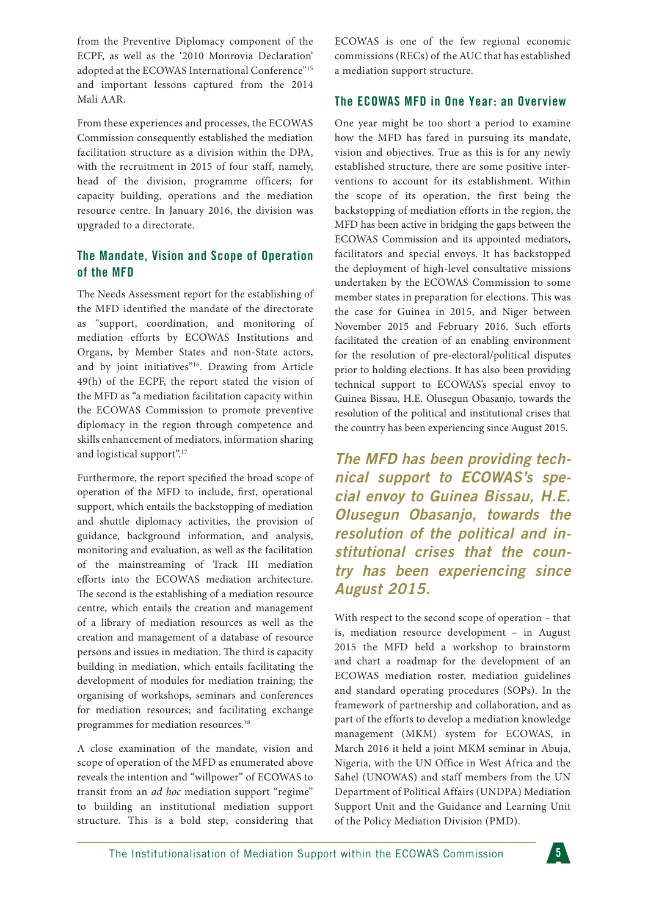from the Preventive Diplomacy component of the ECPF, as well as the '2010 Monrovia Declaration' adopted at the ECOWAS International Conference"[15] and important lessons captured from the 2014 Mali AAR.

From these experiences and processes, the ECOWAS Commission consequently established the mediation facilitation structure as a division within the DPA, with the recruitment in 2015 of four staff, namely, head of the division, programme officers; for capacity building, operations and the mediation resource centre. In January 2016, the division was upgraded to a directorate.

## The Mandate, Vision and Scope of Operation of the MFD

The Needs Assessment report for the establishing of the MFD identified the mandate of the directorate as "support, coordination, and monitoring of mediation efforts by ECOWAS Institutions and Organs, by Member States and non-State actors, and by joint initiatives"[16]. Drawing from Article 49(h) of the ECPF, the report stated the vision of the MFD as "a mediation facilitation capacity within the ECOWAS Commission to promote preventive diplomacy in the region through competence and skills enhancement of mediators, information sharing and logistical support".[17]

Furthermore, the report specified the broad scope of operation of the MFD to include, first, operational support, which entails the backstopping of mediation and shuttle diplomacy activities, the provision of guidance, background information, and analysis, monitoring and evaluation, as well as the facilitation of the mainstreaming of Track III mediation efforts into the ECOWAS mediation architecture. The second is the establishing of a mediation resource centre, which entails the creation and management of a library of mediation resources as well as the creation and management of a database of resource persons and issues in mediation. The third is capacity building in mediation, which entails facilitating the development of modules for mediation training; the organising of workshops, seminars and conferences for mediation resources; and facilitating exchange programmes for mediation resources.[18]

A close examination of the mandate, vision and scope of operation of the MFD as enumerated above reveals the intention and "willpower" of ECOWAS to transit from an *ad hoc* mediation support "regime" to building an institutional mediation support structure. This is a bold step, considering that ECOWAS is one of the few regional economic commissions (RECs) of the AUC that has established a mediation support structure.

## The ECOWAS MFD in One Year: an Overview

One year might be too short a period to examine how the MFD has fared in pursuing its mandate, vision and objectives. True as this is for any newly established structure, there are some positive interventions to account for its establishment. Within the scope of its operation, the first being the backstopping of mediation efforts in the region, the MFD has been active in bridging the gaps between the ECOWAS Commission and its appointed mediators, facilitators and special envoys. It has backstopped the deployment of high-level consultative missions undertaken by the ECOWAS Commission to some member states in preparation for elections. This was the case for Guinea in 2015, and Niger between November 2015 and February 2016. Such efforts facilitated the creation of an enabling environment for the resolution of pre-electoral/political disputes prior to holding elections. It has also been providing technical support to ECOWAS's special envoy to Guinea Bissau, H.E. Olusegun Obasanjo, towards the resolution of the political and institutional crises that the country has been experiencing since August 2015.

> ***The MFD has been providing technical support to ECOWAS's special envoy to Guinea Bissau, H.E. Olusegun Obasanjo, towards the resolution of the political and institutional crises that the country has been experiencing since August 2015.***

With respect to the second scope of operation – that is, mediation resource development – in August 2015 the MFD held a workshop to brainstorm and chart a roadmap for the development of an ECOWAS mediation roster, mediation guidelines and standard operating procedures (SOPs). In the framework of partnership and collaboration, and as part of the efforts to develop a mediation knowledge management (MKM) system for ECOWAS, in March 2016 it held a joint MKM seminar in Abuja, Nigeria, with the UN Office in West Africa and the Sahel (UNOWAS) and staff members from the UN Department of Political Affairs (UNDPA) Mediation Support Unit and the Guidance and Learning Unit of the Policy Mediation Division (PMD).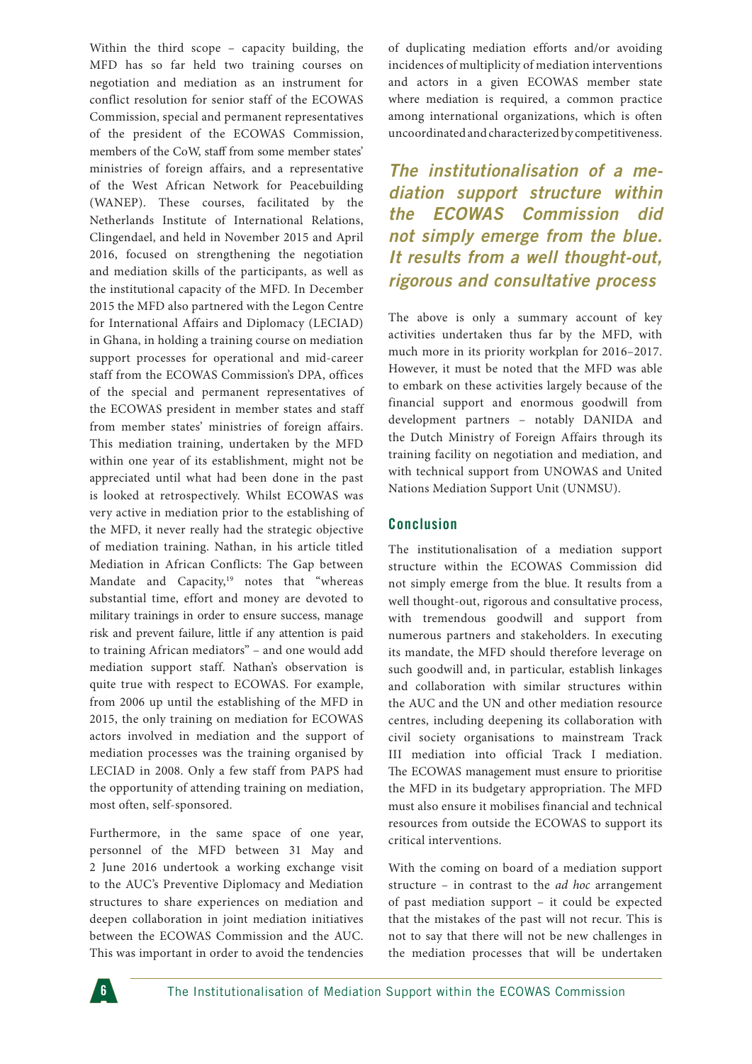Within the third scope – capacity building, the MFD has so far held two training courses on negotiation and mediation as an instrument for conflict resolution for senior staff of the ECOWAS Commission, special and permanent representatives of the president of the ECOWAS Commission, members of the CoW, staff from some member states' ministries of foreign affairs, and a representative of the West African Network for Peacebuilding (WANEP). These courses, facilitated by the Netherlands Institute of International Relations, Clingendael, and held in November 2015 and April 2016, focused on strengthening the negotiation and mediation skills of the participants, as well as the institutional capacity of the MFD. In December 2015 the MFD also partnered with the Legon Centre for International Affairs and Diplomacy (LECIAD) in Ghana, in holding a training course on mediation support processes for operational and mid-career staff from the ECOWAS Commission's DPA, offices of the special and permanent representatives of the ECOWAS president in member states and staff from member states' ministries of foreign affairs. This mediation training, undertaken by the MFD within one year of its establishment, might not be appreciated until what had been done in the past is looked at retrospectively. Whilst ECOWAS was very active in mediation prior to the establishing of the MFD, it never really had the strategic objective of mediation training. Nathan, in his article titled Mediation in African Conflicts: The Gap between Mandate and Capacity,[19] notes that "whereas substantial time, effort and money are devoted to military trainings in order to ensure success, manage risk and prevent failure, little if any attention is paid to training African mediators" – and one would add mediation support staff. Nathan's observation is quite true with respect to ECOWAS. For example, from 2006 up until the establishing of the MFD in 2015, the only training on mediation for ECOWAS actors involved in mediation and the support of mediation processes was the training organised by LECIAD in 2008. Only a few staff from PAPS had the opportunity of attending training on mediation, most often, self-sponsored.

Furthermore, in the same space of one year, personnel of the MFD between 31 May and 2 June 2016 undertook a working exchange visit to the AUC's Preventive Diplomacy and Mediation structures to share experiences on mediation and deepen collaboration in joint mediation initiatives between the ECOWAS Commission and the AUC. This was important in order to avoid the tendencies of duplicating mediation efforts and/or avoiding incidences of multiplicity of mediation interventions and actors in a given ECOWAS member state where mediation is required, a common practice among international organizations, which is often uncoordinated and characterized by competitiveness.

> ***The institutionalisation of a mediation support structure within the ECOWAS Commission did not simply emerge from the blue. It results from a well thought-out, rigorous and consultative process***

The above is only a summary account of key activities undertaken thus far by the MFD, with much more in its priority workplan for 2016–2017. However, it must be noted that the MFD was able to embark on these activities largely because of the financial support and enormous goodwill from development partners – notably DANIDA and the Dutch Ministry of Foreign Affairs through its training facility on negotiation and mediation, and with technical support from UNOWAS and United Nations Mediation Support Unit (UNMSU).

## Conclusion

The institutionalisation of a mediation support structure within the ECOWAS Commission did not simply emerge from the blue. It results from a well thought-out, rigorous and consultative process, with tremendous goodwill and support from numerous partners and stakeholders. In executing its mandate, the MFD should therefore leverage on such goodwill and, in particular, establish linkages and collaboration with similar structures within the AUC and the UN and other mediation resource centres, including deepening its collaboration with civil society organisations to mainstream Track III mediation into official Track I mediation. The ECOWAS management must ensure to prioritise the MFD in its budgetary appropriation. The MFD must also ensure it mobilises financial and technical resources from outside the ECOWAS to support its critical interventions.

With the coming on board of a mediation support structure – in contrast to the *ad hoc* arrangement of past mediation support – it could be expected that the mistakes of the past will not recur. This is not to say that there will not be new challenges in the mediation processes that will be undertaken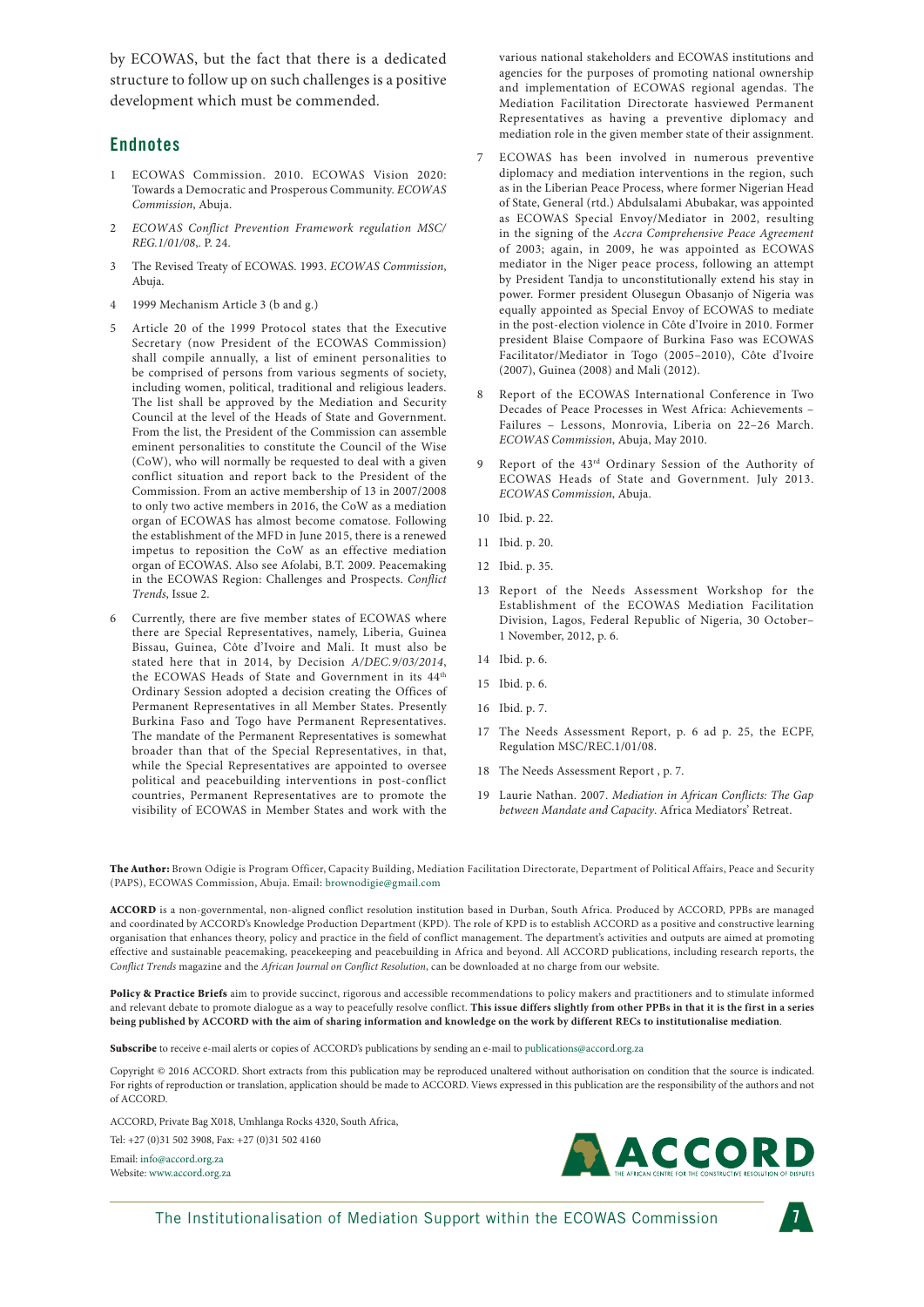by ECOWAS, but the fact that there is a dedicated structure to follow up on such challenges is a positive development which must be commended.

## Endnotes

1. ECOWAS Commission. 2010. ECOWAS Vision 2020: Towards a Democratic and Prosperous Community. *ECOWAS Commission*, Abuja.
2. *ECOWAS Conflict Prevention Framework regulation MSC/REG.1/01/08*,. P. 24.
3. The Revised Treaty of ECOWAS. 1993. *ECOWAS Commission*, Abuja.
4. 1999 Mechanism Article 3 (b and g.)
5. Article 20 of the 1999 Protocol states that the Executive Secretary (now President of the ECOWAS Commission) shall compile annually, a list of eminent personalities to be comprised of persons from various segments of society, including women, political, traditional and religious leaders. The list shall be approved by the Mediation and Security Council at the level of the Heads of State and Government. From the list, the President of the Commission can assemble eminent personalities to constitute the Council of the Wise (CoW), who will normally be requested to deal with a given conflict situation and report back to the President of the Commission. From an active membership of 13 in 2007/2008 to only two active members in 2016, the CoW as a mediation organ of ECOWAS has almost become comatose. Following the establishment of the MFD in June 2015, there is a renewed impetus to reposition the CoW as an effective mediation organ of ECOWAS. Also see Afolabi, B.T. 2009. Peacemaking in the ECOWAS Region: Challenges and Prospects. *Conflict Trends*, Issue 2.
6. Currently, there are five member states of ECOWAS where there are Special Representatives, namely, Liberia, Guinea Bissau, Guinea, Côte d'Ivoire and Mali. It must also be stated here that in 2014, by Decision *A/DEC.9/03/2014*, the ECOWAS Heads of State and Government in its 44th Ordinary Session adopted a decision creating the Offices of Permanent Representatives in all Member States. Presently Burkina Faso and Togo have Permanent Representatives. The mandate of the Permanent Representatives is somewhat broader than that of the Special Representatives, in that, while the Special Representatives are appointed to oversee political and peacebuilding interventions in post-conflict countries, Permanent Representatives are to promote the visibility of ECOWAS in Member States and work with the various national stakeholders and ECOWAS institutions and agencies for the purposes of promoting national ownership and implementation of ECOWAS regional agendas. The Mediation Facilitation Directorate hasviewed Permanent Representatives as having a preventive diplomacy and mediation role in the given member state of their assignment.
7. ECOWAS has been involved in numerous preventive diplomacy and mediation interventions in the region, such as in the Liberian Peace Process, where former Nigerian Head of State, General (rtd.) Abdulsalami Abubakar, was appointed as ECOWAS Special Envoy/Mediator in 2002, resulting in the signing of the *Accra Comprehensive Peace Agreement* of 2003; again, in 2009, he was appointed as ECOWAS mediator in the Niger peace process, following an attempt by President Tandja to unconstitutionally extend his stay in power. Former president Olusegun Obasanjo of Nigeria was equally appointed as Special Envoy of ECOWAS to mediate in the post-election violence in Côte d'Ivoire in 2010. Former president Blaise Compaore of Burkina Faso was ECOWAS Facilitator/Mediator in Togo (2005–2010), Côte d'Ivoire (2007), Guinea (2008) and Mali (2012).
8. Report of the ECOWAS International Conference in Two Decades of Peace Processes in West Africa: Achievements – Failures – Lessons, Monrovia, Liberia on 22–26 March. *ECOWAS Commission*, Abuja, May 2010.
9. Report of the 43rd Ordinary Session of the Authority of ECOWAS Heads of State and Government. July 2013. *ECOWAS Commission*, Abuja.
10. Ibid. p. 22.
11. Ibid. p. 20.
12. Ibid. p. 35.
13. Report of the Needs Assessment Workshop for the Establishment of the ECOWAS Mediation Facilitation Division, Lagos, Federal Republic of Nigeria, 30 October–1 November, 2012, p. 6.
14. Ibid. p. 6.
15. Ibid. p. 6.
16. Ibid. p. 7.
17. The Needs Assessment Report, p. 6 ad p. 25, the ECPF, Regulation MSC/REC.1/01/08.
18. The Needs Assessment Report , p. 7.
19. Laurie Nathan. 2007. *Mediation in African Conflicts: The Gap between Mandate and Capacity*. Africa Mediators' Retreat.

**The Author:** Brown Odigie is Program Officer, Capacity Building, Mediation Facilitation Directorate, Department of Political Affairs, Peace and Security (PAPS), ECOWAS Commission, Abuja. Email: brownodigie@gmail.com

**ACCORD** is a non-governmental, non-aligned conflict resolution institution based in Durban, South Africa. Produced by ACCORD, PPBs are managed and coordinated by ACCORD's Knowledge Production Department (KPD). The role of KPD is to establish ACCORD as a positive and constructive learning organisation that enhances theory, policy and practice in the field of conflict management. The department's activities and outputs are aimed at promoting effective and sustainable peacemaking, peacekeeping and peacebuilding in Africa and beyond. All ACCORD publications, including research reports, the *Conflict Trends* magazine and the *African Journal on Conflict Resolution*, can be downloaded at no charge from our website.

**Policy & Practice Briefs** aim to provide succinct, rigorous and accessible recommendations to policy makers and practitioners and to stimulate informed and relevant debate to promote dialogue as a way to peacefully resolve conflict. **This issue differs slightly from other PPBs in that it is the first in a series being published by ACCORD with the aim of sharing information and knowledge on the work by different RECs to institutionalise mediation**.

**Subscribe** to receive e-mail alerts or copies of ACCORD's publications by sending an e-mail to publications@accord.org.za

Copyright © 2016 ACCORD. Short extracts from this publication may be reproduced unaltered without authorisation on condition that the source is indicated. For rights of reproduction or translation, application should be made to ACCORD. Views expressed in this publication are the responsibility of the authors and not of ACCORD.

ACCORD, Private Bag X018, Umhlanga Rocks 4320, South Africa,

Tel: +27 (0)31 502 3908, Fax: +27 (0)31 502 4160

Email: info@accord.org.za
Website: www.accord.org.za

ACCORD
THE AFRICAN CENTRE FOR THE CONSTRUCTIVE RESOLUTION OF DISPUTES